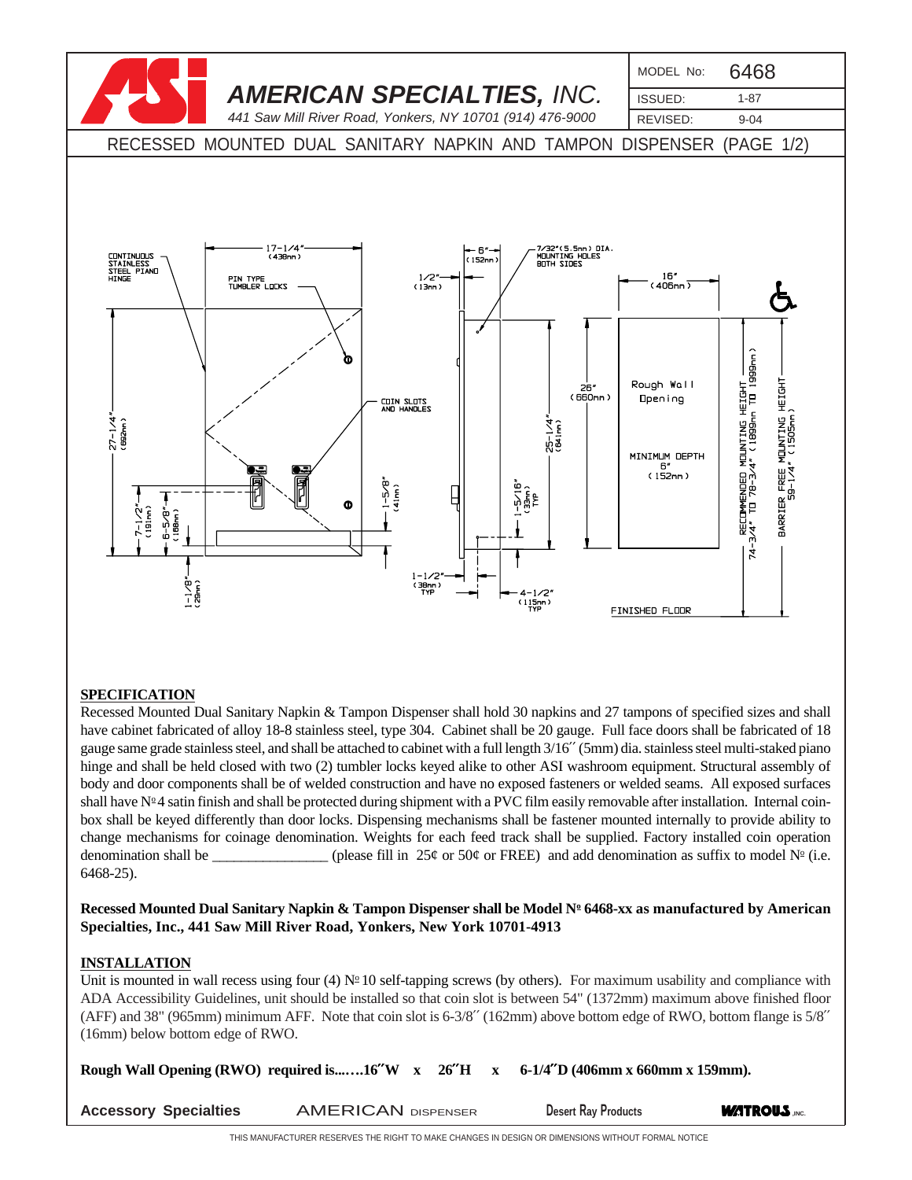**AMERICAN SPECIALTIES, INC.**
*441 Saw Mill River Road, Yonkers, NY 10701 (914) 476-9000*

| MODEL No: | 6468 |
|---|---|
| ISSUED: | 1-87 |
| REVISED: | 9-04 |

# RECESSED MOUNTED DUAL SANITARY NAPKIN AND TAMPON DISPENSER (PAGE 1/2)

## SPECIFICATION

Recessed Mounted Dual Sanitary Napkin & Tampon Dispenser shall hold 30 napkins and 27 tampons of specified sizes and shall have cabinet fabricated of alloy 18-8 stainless steel, type 304. Cabinet shall be 20 gauge. Full face doors shall be fabricated of 18 gauge same grade stainless steel, and shall be attached to cabinet with a full length 3/16´´ (5mm) dia. stainless steel multi-staked piano hinge and shall be held closed with two (2) tumbler locks keyed alike to other ASI washroom equipment. Structural assembly of body and door components shall be of welded construction and have no exposed fasteners or welded seams. All exposed surfaces shall have Nº4 satin finish and shall be protected during shipment with a PVC film easily removable after installation. Internal coin-box shall be keyed differently than door locks. Dispensing mechanisms shall be fastener mounted internally to provide ability to change mechanisms for coinage denomination. Weights for each feed track shall be supplied. Factory installed coin operation denomination shall be _______________ (please fill in 25¢ or 50¢ or FREE) and add denomination as suffix to model Nº (i.e. 6468-25).

**Recessed Mounted Dual Sanitary Napkin & Tampon Dispenser shall be Model Nº 6468-xx as manufactured by American Specialties, Inc., 441 Saw Mill River Road, Yonkers, New York 10701-4913**

## INSTALLATION

Unit is mounted in wall recess using four (4) Nº10 self-tapping screws (by others). For maximum usability and compliance with ADA Accessibility Guidelines, unit should be installed so that coin slot is between 54" (1372mm) maximum above finished floor (AFF) and 38" (965mm) minimum AFF. Note that coin slot is 6-3/8´´ (162mm) above bottom edge of RWO, bottom flange is 5/8´´ (16mm) below bottom edge of RWO.

**Rough Wall Opening (RWO) required is...…16´´W x 26´´H x 6-1/4´´D (406mm x 660mm x 159mm).**

**Accessory Specialties** AMERICAN DISPENSER Desert Ray Products WATROUS, INC.

THIS MANUFACTURER RESERVES THE RIGHT TO MAKE CHANGES IN DESIGN OR DIMENSIONS WITHOUT FORMAL NOTICE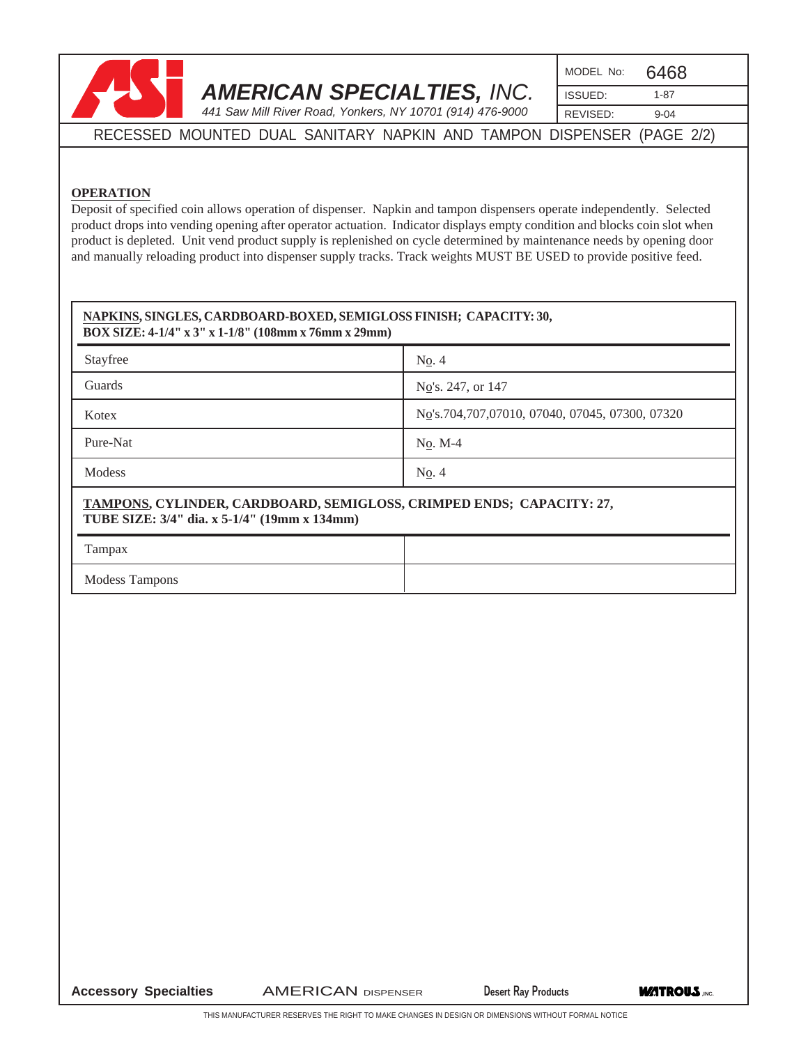# AMERICAN SPECIALTIES, INC.

*441 Saw Mill River Road, Yonkers, NY 10701 (914) 476-9000*

| | |
|---|---|
| MODEL No: | 6468 |
| ISSUED: | 1-87 |
| REVISED: | 9-04 |

## RECESSED MOUNTED DUAL SANITARY NAPKIN AND TAMPON DISPENSER (PAGE 2/2)

### OPERATION

Deposit of specified coin allows operation of dispenser. Napkin and tampon dispensers operate independently. Selected product drops into vending opening after operator actuation. Indicator displays empty condition and blocks coin slot when product is depleted. Unit vend product supply is replenished on cycle determined by maintenance needs by opening door and manually reloading product into dispenser supply tracks. Track weights MUST BE USED to provide positive feed.

| **NAPKINS, SINGLES, CARDBOARD-BOXED, SEMIGLOSS FINISH; CAPACITY: 30, BOX SIZE: 4-1/4" x 3" x 1-1/8" (108mm x 76mm x 29mm)** | |
|---|---|
| Stayfree | No. 4 |
| Guards | No's. 247, or 147 |
| Kotex | No's.704,707,07010, 07040, 07045, 07300, 07320 |
| Pure-Nat | No. M-4 |
| Modess | No. 4 |
| **TAMPONS, CYLINDER, CARDBOARD, SEMIGLOSS, CRIMPED ENDS; CAPACITY: 27, TUBE SIZE: 3/4" dia. x 5-1/4" (19mm x 134mm)** | |
| Tampax | |
| Modess Tampons | |

Accessory Specialties    AMERICAN DISPENSER    Desert Ray Products    WATROUS, INC.

THIS MANUFACTURER RESERVES THE RIGHT TO MAKE CHANGES IN DESIGN OR DIMENSIONS WITHOUT FORMAL NOTICE